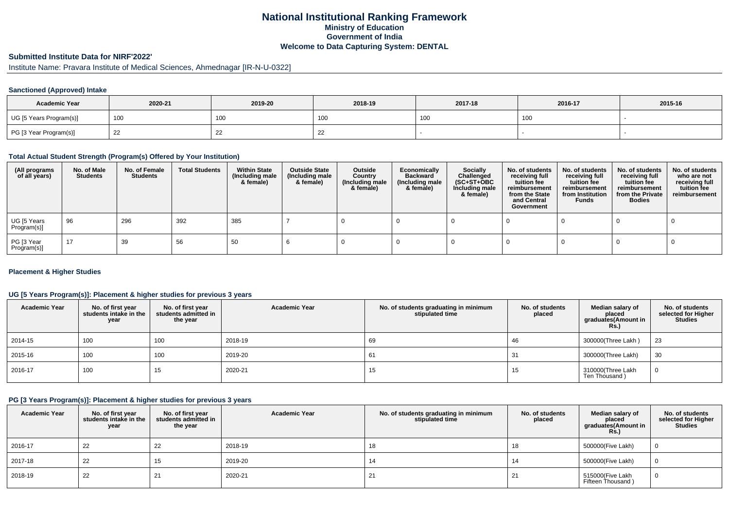# National Institutional Ranking Framework

## Ministry of Education

## Government of India

## Welcome to Data Capturing System: DENTAL

### Submitted Institute Data for NIRF'2022'

Institute Name: Pravara Institute of Medical Sciences, Ahmednagar [IR-N-U-0322]

#### Sanctioned (Approved) Intake

| Academic Year | 2020-21 | 2019-20 | 2018-19 | 2017-18 | 2016-17 | 2015-16 |
|---|---|---|---|---|---|---|
| UG [5 Years Program(s)] | 100 | 100 | 100 | 100 | 100 | - |
| PG [3 Year Program(s)] | 22 | 22 | 22 | - | - | - |

#### Total Actual Student Strength (Program(s) Offered by Your Institution)

| (All programs of all years) | No. of Male Students | No. of Female Students | Total Students | Within State (Including male & female) | Outside State (Including male & female) | Outside Country (Including male & female) | Economically Backward (Including male & female) | Socially Challenged (SC+ST+OBC Including male & female) | No. of students receiving full tuition fee reimbursement from the State and Central Government | No. of students receiving full tuition fee reimbursement from Institution Funds | No. of students receiving full tuition fee reimbursement from the Private Bodies | No. of students who are not receiving full tuition fee reimbursement |
|---|---|---|---|---|---|---|---|---|---|---|---|---|
| UG [5 Years Program(s)] | 96 | 296 | 392 | 385 | 7 | 0 | 0 | 0 | 0 | 0 | 0 | 0 |
| PG [3 Year Program(s)] | 17 | 39 | 56 | 50 | 6 | 0 | 0 | 0 | 0 | 0 | 0 | 0 |

#### Placement & Higher Studies

#### UG [5 Years Program(s)]: Placement & higher studies for previous 3 years

| Academic Year | No. of first year students intake in the year | No. of first year students admitted in the year | Academic Year | No. of students graduating in minimum stipulated time | No. of students placed | Median salary of placed graduates(Amount in Rs.) | No. of students selected for Higher Studies |
|---|---|---|---|---|---|---|---|
| 2014-15 | 100 | 100 | 2018-19 | 69 | 46 | 300000(Three Lakh ) | 23 |
| 2015-16 | 100 | 100 | 2019-20 | 61 | 31 | 300000(Three Lakh) | 30 |
| 2016-17 | 100 | 15 | 2020-21 | 15 | 15 | 310000(Three Lakh Ten Thousand ) | 0 |

#### PG [3 Years Program(s)]: Placement & higher studies for previous 3 years

| Academic Year | No. of first year students intake in the year | No. of first year students admitted in the year | Academic Year | No. of students graduating in minimum stipulated time | No. of students placed | Median salary of placed graduates(Amount in Rs.) | No. of students selected for Higher Studies |
|---|---|---|---|---|---|---|---|
| 2016-17 | 22 | 22 | 2018-19 | 18 | 18 | 500000(Five Lakh) | 0 |
| 2017-18 | 22 | 15 | 2019-20 | 14 | 14 | 500000(Five Lakh) | 0 |
| 2018-19 | 22 | 21 | 2020-21 | 21 | 21 | 515000(Five Lakh Fifteen Thousand ) | 0 |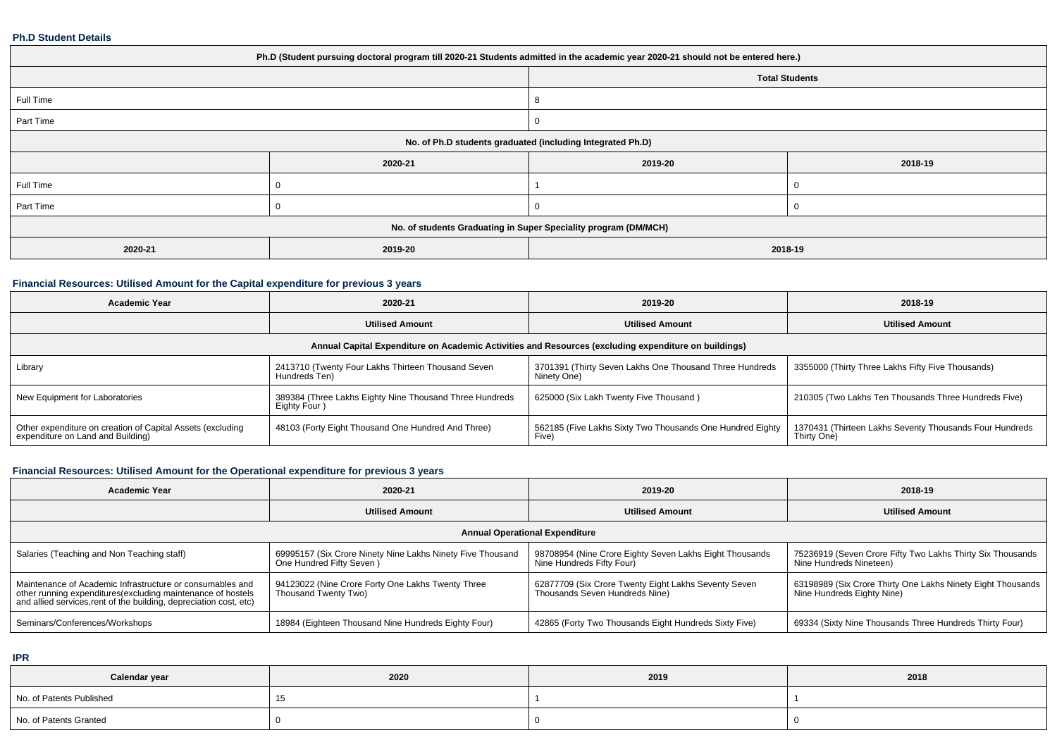### Ph.D Student Details

| Ph.D (Student pursuing doctoral program till 2020-21 Students admitted in the academic year 2020-21 should not be entered here.) | | | |
|---|---|---|---|
| | | Total Students | |
| Full Time | | 8 | |
| Part Time | | 0 | |
| No. of Ph.D students graduated (including Integrated Ph.D) | | | |
| | 2020-21 | 2019-20 | 2018-19 |
| Full Time | 0 | 1 | 0 |
| Part Time | 0 | 0 | 0 |
| No. of students Graduating in Super Speciality program (DM/MCH) | | | |
| 2020-21 | 2019-20 | 2018-19 | |

### Financial Resources: Utilised Amount for the Capital expenditure for previous 3 years

| Academic Year | 2020-21 | 2019-20 | 2018-19 |
|---|---|---|---|
| | Utilised Amount | Utilised Amount | Utilised Amount |
| Annual Capital Expenditure on Academic Activities and Resources (excluding expenditure on buildings) | | | |
| Library | 2413710 (Twenty Four Lakhs Thirteen Thousand Seven Hundreds Ten) | 3701391 (Thirty Seven Lakhs One Thousand Three Hundreds Ninety One) | 3355000 (Thirty Three Lakhs Fifty Five Thousands) |
| New Equipment for Laboratories | 389384 (Three Lakhs Eighty Nine Thousand Three Hundreds Eighty Four ) | 625000 (Six Lakh Twenty Five Thousand ) | 210305 (Two Lakhs Ten Thousands Three Hundreds Five) |
| Other expenditure on creation of Capital Assets (excluding expenditure on Land and Building) | 48103 (Forty Eight Thousand One Hundred And Three) | 562185 (Five Lakhs Sixty Two Thousands One Hundred Eighty Five) | 1370431 (Thirteen Lakhs Seventy Thousands Four Hundreds Thirty One) |

### Financial Resources: Utilised Amount for the Operational expenditure for previous 3 years

| Academic Year | 2020-21 | 2019-20 | 2018-19 |
|---|---|---|---|
| | Utilised Amount | Utilised Amount | Utilised Amount |
| Annual Operational Expenditure | | | |
| Salaries (Teaching and Non Teaching staff) | 69995157 (Six Crore Ninety Nine Lakhs Ninety Five Thousand One Hundred Fifty Seven ) | 98708954 (Nine Crore Eighty Seven Lakhs Eight Thousands Nine Hundreds Fifty Four) | 75236919 (Seven Crore Fifty Two Lakhs Thirty Six Thousands Nine Hundreds Nineteen) |
| Maintenance of Academic Infrastructure or consumables and other running expenditures(excluding maintenance of hostels and allied services,rent of the building, depreciation cost, etc) | 94123022 (Nine Crore Forty One Lakhs Twenty Three Thousand Twenty Two) | 62877709 (Six Crore Twenty Eight Lakhs Seventy Seven Thousands Seven Hundreds Nine) | 63198989 (Six Crore Thirty One Lakhs Ninety Eight Thousands Nine Hundreds Eighty Nine) |
| Seminars/Conferences/Workshops | 18984 (Eighteen Thousand Nine Hundreds Eighty Four) | 42865 (Forty Two Thousands Eight Hundreds Sixty Five) | 69334 (Sixty Nine Thousands Three Hundreds Thirty Four) |

### IPR

| Calendar year | 2020 | 2019 | 2018 |
|---|---|---|---|
| No. of Patents Published | 15 | 1 | 1 |
| No. of Patents Granted | 0 | 0 | 0 |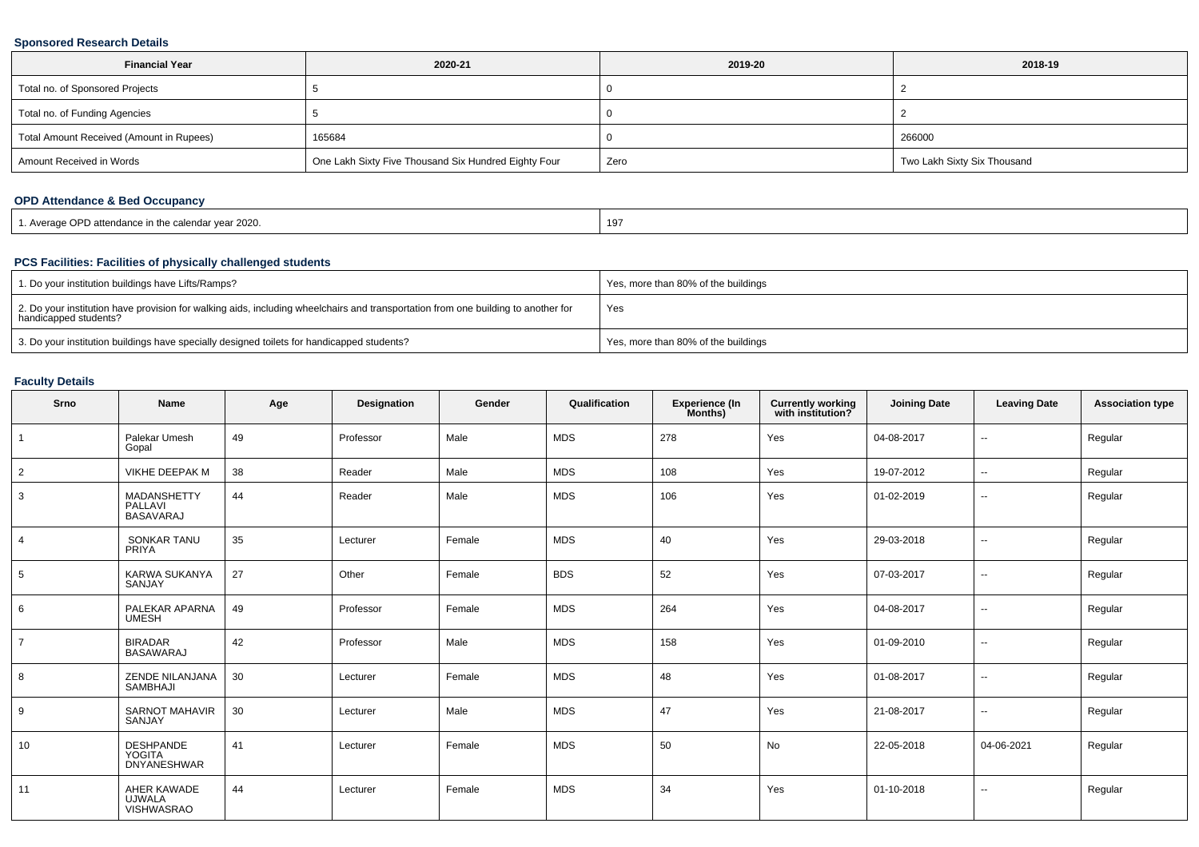### Sponsored Research Details

| Financial Year | 2020-21 | 2019-20 | 2018-19 |
|---|---|---|---|
| Total no. of Sponsored Projects | 5 | 0 | 2 |
| Total no. of Funding Agencies | 5 | 0 | 2 |
| Total Amount Received (Amount in Rupees) | 165684 | 0 | 266000 |
| Amount Received in Words | One Lakh Sixty Five Thousand Six Hundred Eighty Four | Zero | Two Lakh Sixty Six Thousand |

### OPD Attendance & Bed Occupancy

| | |
|---|---|
| 1. Average OPD attendance in the calendar year 2020. | 197 |

### PCS Facilities: Facilities of physically challenged students

| | |
|---|---|
| 1. Do your institution buildings have Lifts/Ramps? | Yes, more than 80% of the buildings |
| 2. Do your institution have provision for walking aids, including wheelchairs and transportation from one building to another for handicapped students? | Yes |
| 3. Do your institution buildings have specially designed toilets for handicapped students? | Yes, more than 80% of the buildings |

### Faculty Details

| Srno | Name | Age | Designation | Gender | Qualification | Experience (In Months) | Currently working with institution? | Joining Date | Leaving Date | Association type |
|---|---|---|---|---|---|---|---|---|---|---|
| 1 | Palekar Umesh Gopal | 49 | Professor | Male | MDS | 278 | Yes | 04-08-2017 | -- | Regular |
| 2 | VIKHE DEEPAK M | 38 | Reader | Male | MDS | 108 | Yes | 19-07-2012 | -- | Regular |
| 3 | MADANSHETTY PALLAVI BASAVARAJ | 44 | Reader | Male | MDS | 106 | Yes | 01-02-2019 | -- | Regular |
| 4 | SONKAR TANU PRIYA | 35 | Lecturer | Female | MDS | 40 | Yes | 29-03-2018 | -- | Regular |
| 5 | KARWA SUKANYA SANJAY | 27 | Other | Female | BDS | 52 | Yes | 07-03-2017 | -- | Regular |
| 6 | PALEKAR APARNA UMESH | 49 | Professor | Female | MDS | 264 | Yes | 04-08-2017 | -- | Regular |
| 7 | BIRADAR BASAWARAJ | 42 | Professor | Male | MDS | 158 | Yes | 01-09-2010 | -- | Regular |
| 8 | ZENDE NILANJANA SAMBHAJI | 30 | Lecturer | Female | MDS | 48 | Yes | 01-08-2017 | -- | Regular |
| 9 | SARNOT MAHAVIR SANJAY | 30 | Lecturer | Male | MDS | 47 | Yes | 21-08-2017 | -- | Regular |
| 10 | DESHPANDE YOGITA DNYANESHWAR | 41 | Lecturer | Female | MDS | 50 | No | 22-05-2018 | 04-06-2021 | Regular |
| 11 | AHER KAWADE UJWALA VISHWASRAO | 44 | Lecturer | Female | MDS | 34 | Yes | 01-10-2018 | -- | Regular |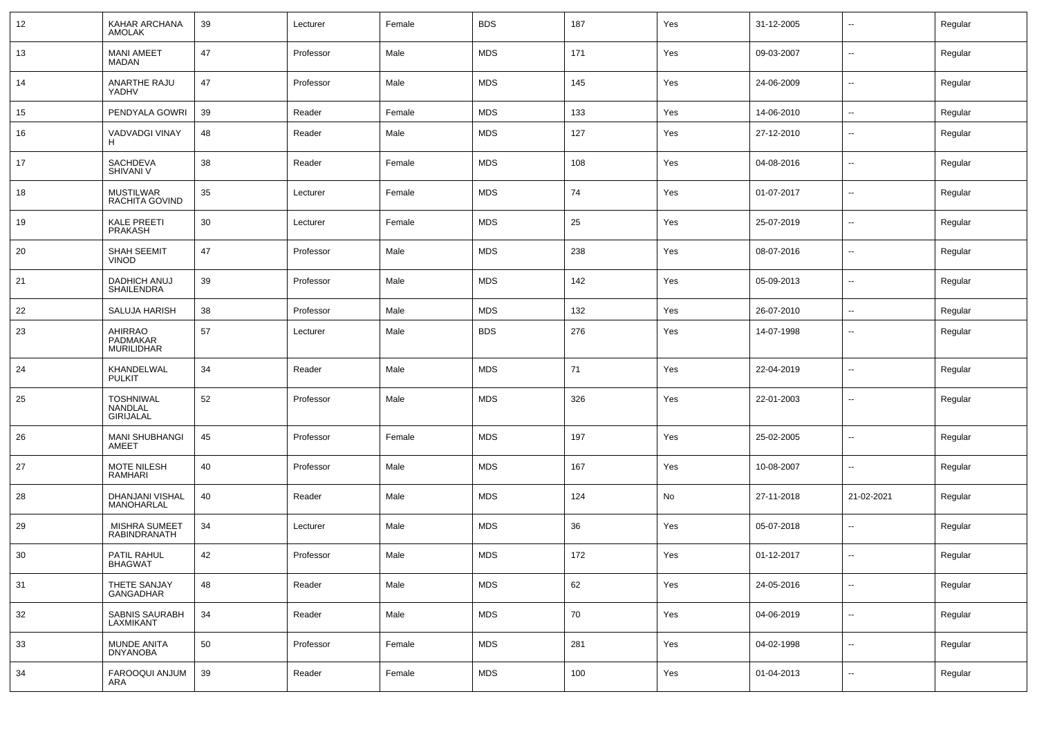| 12 | KAHAR ARCHANA AMOLAK | 39 | Lecturer | Female | BDS | 187 | Yes | 31-12-2005 | -- | Regular |
|---|---|---|---|---|---|---|---|---|---|---|
| 13 | MANI AMEET MADAN | 47 | Professor | Male | MDS | 171 | Yes | 09-03-2007 | -- | Regular |
| 14 | ANARTHE RAJU YADHV | 47 | Professor | Male | MDS | 145 | Yes | 24-06-2009 | -- | Regular |
| 15 | PENDYALA GOWRI | 39 | Reader | Female | MDS | 133 | Yes | 14-06-2010 | -- | Regular |
| 16 | VADVADGI VINAY H | 48 | Reader | Male | MDS | 127 | Yes | 27-12-2010 | -- | Regular |
| 17 | SACHDEVA SHIVANI V | 38 | Reader | Female | MDS | 108 | Yes | 04-08-2016 | -- | Regular |
| 18 | MUSTILWAR RACHITA GOVIND | 35 | Lecturer | Female | MDS | 74 | Yes | 01-07-2017 | -- | Regular |
| 19 | KALE PREETI PRAKASH | 30 | Lecturer | Female | MDS | 25 | Yes | 25-07-2019 | -- | Regular |
| 20 | SHAH SEEMIT VINOD | 47 | Professor | Male | MDS | 238 | Yes | 08-07-2016 | -- | Regular |
| 21 | DADHICH ANUJ SHAILENDRA | 39 | Professor | Male | MDS | 142 | Yes | 05-09-2013 | -- | Regular |
| 22 | SALUJA HARISH | 38 | Professor | Male | MDS | 132 | Yes | 26-07-2010 | -- | Regular |
| 23 | AHIRRAO PADMAKAR MURILIDHAR | 57 | Lecturer | Male | BDS | 276 | Yes | 14-07-1998 | -- | Regular |
| 24 | KHANDELWAL PULKIT | 34 | Reader | Male | MDS | 71 | Yes | 22-04-2019 | -- | Regular |
| 25 | TOSHNIWAL NANDLAL GIRIJALAL | 52 | Professor | Male | MDS | 326 | Yes | 22-01-2003 | -- | Regular |
| 26 | MANI SHUBHANGI AMEET | 45 | Professor | Female | MDS | 197 | Yes | 25-02-2005 | -- | Regular |
| 27 | MOTE NILESH RAMHARI | 40 | Professor | Male | MDS | 167 | Yes | 10-08-2007 | -- | Regular |
| 28 | DHANJANI VISHAL MANOHARLAL | 40 | Reader | Male | MDS | 124 | No | 27-11-2018 | 21-02-2021 | Regular |
| 29 | MISHRA SUMEET RABINDRANATH | 34 | Lecturer | Male | MDS | 36 | Yes | 05-07-2018 | -- | Regular |
| 30 | PATIL RAHUL BHAGWAT | 42 | Professor | Male | MDS | 172 | Yes | 01-12-2017 | -- | Regular |
| 31 | THETE SANJAY GANGADHAR | 48 | Reader | Male | MDS | 62 | Yes | 24-05-2016 | -- | Regular |
| 32 | SABNIS SAURABH LAXMIKANT | 34 | Reader | Male | MDS | 70 | Yes | 04-06-2019 | -- | Regular |
| 33 | MUNDE ANITA DNYANOBA | 50 | Professor | Female | MDS | 281 | Yes | 04-02-1998 | -- | Regular |
| 34 | FAROOQUI ANJUM ARA | 39 | Reader | Female | MDS | 100 | Yes | 01-04-2013 | -- | Regular |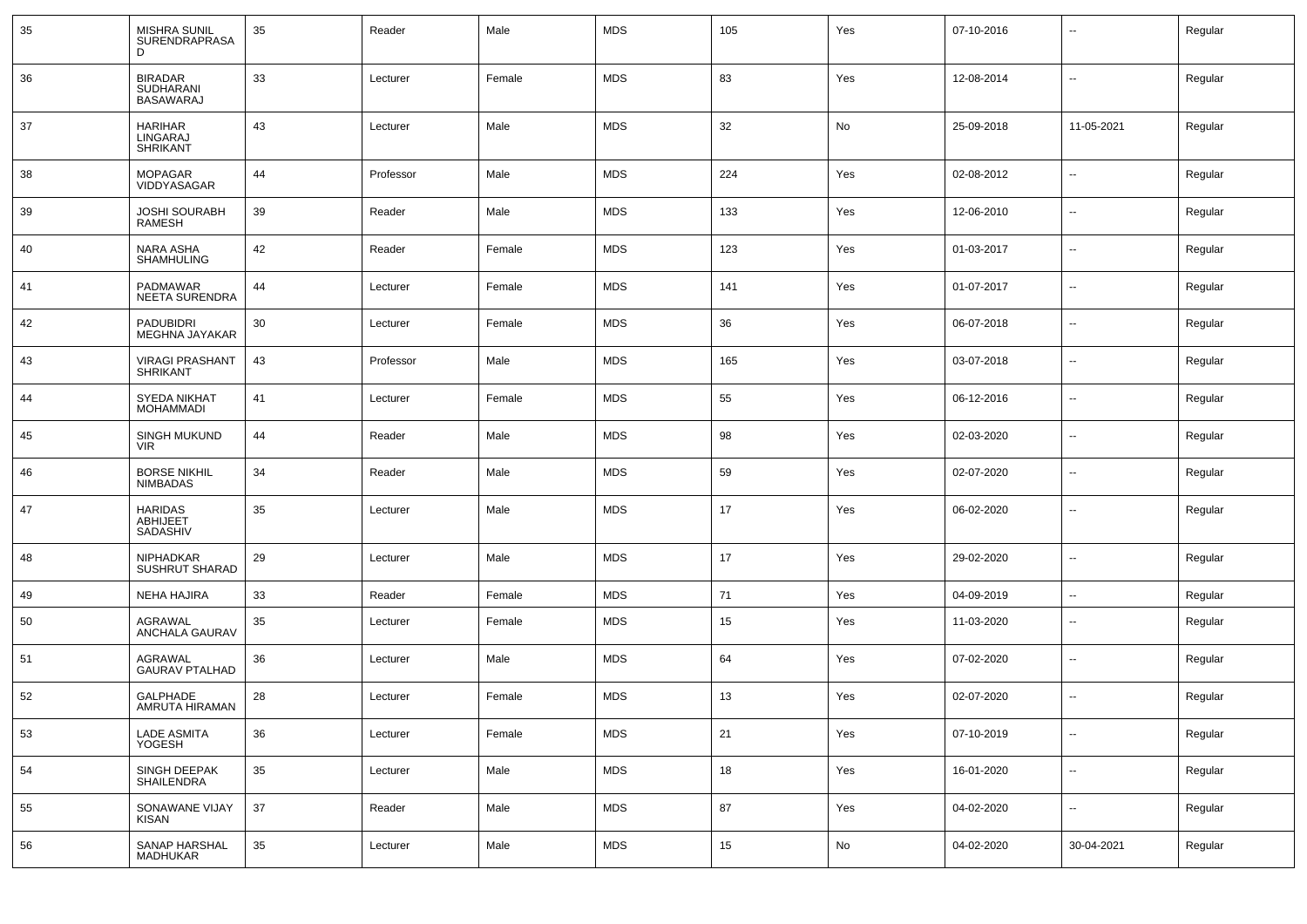| 35 | MISHRA SUNIL SURENDRAPRASAD | 35 | Reader | Male | MDS | 105 | Yes | 07-10-2016 | -- | Regular |
|---|---|---|---|---|---|---|---|---|---|---|
| 36 | BIRADAR SUDHARANI BASAWARAJ | 33 | Lecturer | Female | MDS | 83 | Yes | 12-08-2014 | -- | Regular |
| 37 | HARIHAR LINGARAJ SHRIKANT | 43 | Lecturer | Male | MDS | 32 | No | 25-09-2018 | 11-05-2021 | Regular |
| 38 | MOPAGAR VIDDYASAGAR | 44 | Professor | Male | MDS | 224 | Yes | 02-08-2012 | -- | Regular |
| 39 | JOSHI SOURABH RAMESH | 39 | Reader | Male | MDS | 133 | Yes | 12-06-2010 | -- | Regular |
| 40 | NARA ASHA SHAMHULING | 42 | Reader | Female | MDS | 123 | Yes | 01-03-2017 | -- | Regular |
| 41 | PADMAWAR NEETA SURENDRA | 44 | Lecturer | Female | MDS | 141 | Yes | 01-07-2017 | -- | Regular |
| 42 | PADUBIDRI MEGHNA JAYAKAR | 30 | Lecturer | Female | MDS | 36 | Yes | 06-07-2018 | -- | Regular |
| 43 | VIRAGI PRASHANT SHRIKANT | 43 | Professor | Male | MDS | 165 | Yes | 03-07-2018 | -- | Regular |
| 44 | SYEDA NIKHAT MOHAMMADI | 41 | Lecturer | Female | MDS | 55 | Yes | 06-12-2016 | -- | Regular |
| 45 | SINGH MUKUND VIR | 44 | Reader | Male | MDS | 98 | Yes | 02-03-2020 | -- | Regular |
| 46 | BORSE NIKHIL NIMBADAS | 34 | Reader | Male | MDS | 59 | Yes | 02-07-2020 | -- | Regular |
| 47 | HARIDAS ABHIJEET SADASHIV | 35 | Lecturer | Male | MDS | 17 | Yes | 06-02-2020 | -- | Regular |
| 48 | NIPHADKAR SUSHRUT SHARAD | 29 | Lecturer | Male | MDS | 17 | Yes | 29-02-2020 | -- | Regular |
| 49 | NEHA HAJIRA | 33 | Reader | Female | MDS | 71 | Yes | 04-09-2019 | -- | Regular |
| 50 | AGRAWAL ANCHALA GAURAV | 35 | Lecturer | Female | MDS | 15 | Yes | 11-03-2020 | -- | Regular |
| 51 | AGRAWAL GAURAV PTALHAD | 36 | Lecturer | Male | MDS | 64 | Yes | 07-02-2020 | -- | Regular |
| 52 | GALPHADE AMRUTA HIRAMAN | 28 | Lecturer | Female | MDS | 13 | Yes | 02-07-2020 | -- | Regular |
| 53 | LADE ASMITA YOGESH | 36 | Lecturer | Female | MDS | 21 | Yes | 07-10-2019 | -- | Regular |
| 54 | SINGH DEEPAK SHAILENDRA | 35 | Lecturer | Male | MDS | 18 | Yes | 16-01-2020 | -- | Regular |
| 55 | SONAWANE VIJAY KISAN | 37 | Reader | Male | MDS | 87 | Yes | 04-02-2020 | -- | Regular |
| 56 | SANAP HARSHAL MADHUKAR | 35 | Lecturer | Male | MDS | 15 | No | 04-02-2020 | 30-04-2021 | Regular |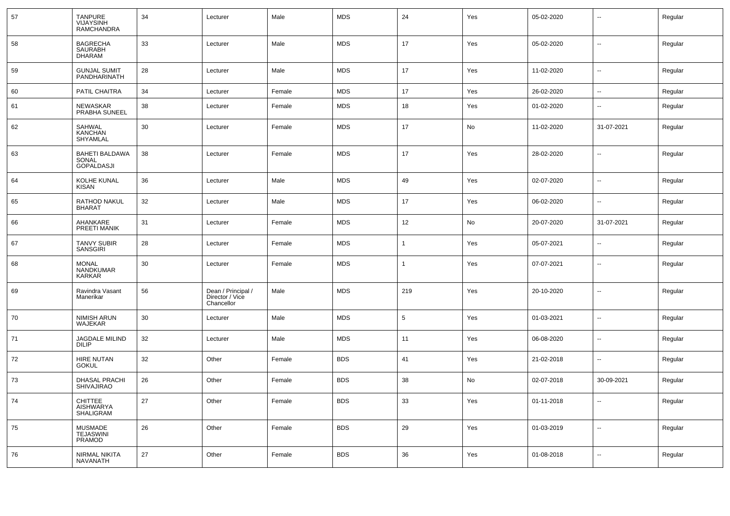| | | | | | | | | | | |
|---|---|---|---|---|---|---|---|---|---|---|
| 57 | TANPURE VIJAYSINH RAMCHANDRA | 34 | Lecturer | Male | MDS | 24 | Yes | 05-02-2020 | -- | Regular |
| 58 | BAGRECHA SAURABH DHARAM | 33 | Lecturer | Male | MDS | 17 | Yes | 05-02-2020 | -- | Regular |
| 59 | GUNJAL SUMIT PANDHARINATH | 28 | Lecturer | Male | MDS | 17 | Yes | 11-02-2020 | -- | Regular |
| 60 | PATIL CHAITRA | 34 | Lecturer | Female | MDS | 17 | Yes | 26-02-2020 | -- | Regular |
| 61 | NEWASKAR PRABHA SUNEEL | 38 | Lecturer | Female | MDS | 18 | Yes | 01-02-2020 | -- | Regular |
| 62 | SAHWAL KANCHAN SHYAMLAL | 30 | Lecturer | Female | MDS | 17 | No | 11-02-2020 | 31-07-2021 | Regular |
| 63 | BAHETI BALDAWA SONAL GOPALDASJI | 38 | Lecturer | Female | MDS | 17 | Yes | 28-02-2020 | -- | Regular |
| 64 | KOLHE KUNAL KISAN | 36 | Lecturer | Male | MDS | 49 | Yes | 02-07-2020 | -- | Regular |
| 65 | RATHOD NAKUL BHARAT | 32 | Lecturer | Male | MDS | 17 | Yes | 06-02-2020 | -- | Regular |
| 66 | AHANKARE PREETI MANIK | 31 | Lecturer | Female | MDS | 12 | No | 20-07-2020 | 31-07-2021 | Regular |
| 67 | TANVY SUBIR SANSGIRI | 28 | Lecturer | Female | MDS | 1 | Yes | 05-07-2021 | -- | Regular |
| 68 | MONAL NANDKUMAR KARKAR | 30 | Lecturer | Female | MDS | 1 | Yes | 07-07-2021 | -- | Regular |
| 69 | Ravindra Vasant Manerikar | 56 | Dean / Principal / Director / Vice Chancellor | Male | MDS | 219 | Yes | 20-10-2020 | -- | Regular |
| 70 | NIMISH ARUN WAJEKAR | 30 | Lecturer | Male | MDS | 5 | Yes | 01-03-2021 | -- | Regular |
| 71 | JAGDALE MILIND DILIP | 32 | Lecturer | Male | MDS | 11 | Yes | 06-08-2020 | -- | Regular |
| 72 | HIRE NUTAN GOKUL | 32 | Other | Female | BDS | 41 | Yes | 21-02-2018 | -- | Regular |
| 73 | DHASAL PRACHI SHIVAJIRAO | 26 | Other | Female | BDS | 38 | No | 02-07-2018 | 30-09-2021 | Regular |
| 74 | CHITTEE AISHWARYA SHALIGRAM | 27 | Other | Female | BDS | 33 | Yes | 01-11-2018 | -- | Regular |
| 75 | MUSMADE TEJASWINI PRAMOD | 26 | Other | Female | BDS | 29 | Yes | 01-03-2019 | -- | Regular |
| 76 | NIRMAL NIKITA NAVANATH | 27 | Other | Female | BDS | 36 | Yes | 01-08-2018 | -- | Regular |